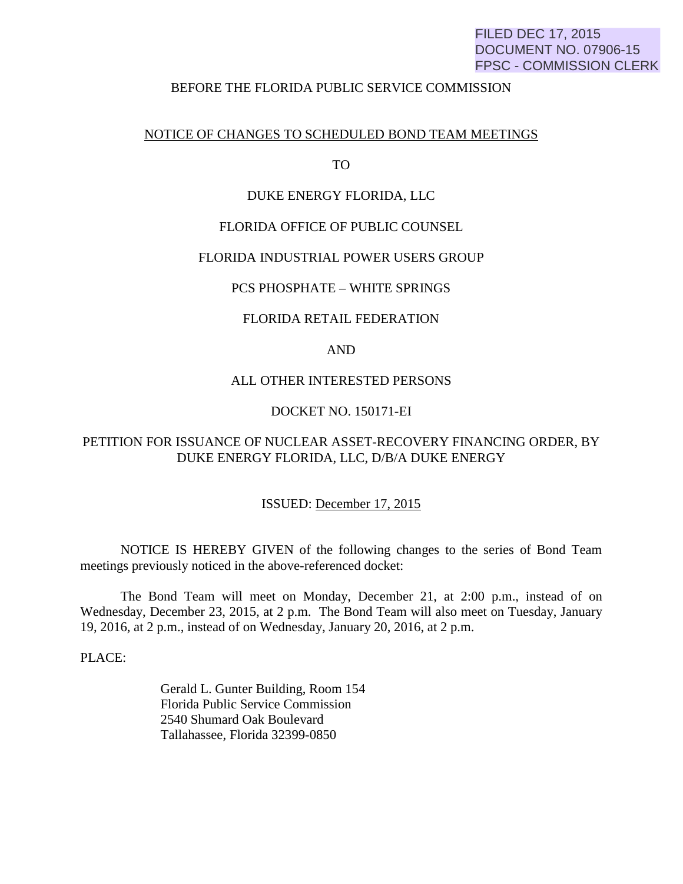FILED DEC 17, 2015
DOCUMENT NO. 07906-15
FPSC - COMMISSION CLERK

BEFORE THE FLORIDA PUBLIC SERVICE COMMISSION

<u>NOTICE OF CHANGES TO SCHEDULED BOND TEAM MEETINGS</u>

TO

DUKE ENERGY FLORIDA, LLC

FLORIDA OFFICE OF PUBLIC COUNSEL

FLORIDA INDUSTRIAL POWER USERS GROUP

PCS PHOSPHATE – WHITE SPRINGS

FLORIDA RETAIL FEDERATION

AND

ALL OTHER INTERESTED PERSONS

DOCKET NO. 150171-EI

PETITION FOR ISSUANCE OF NUCLEAR ASSET-RECOVERY FINANCING ORDER, BY DUKE ENERGY FLORIDA, LLC, D/B/A DUKE ENERGY

ISSUED: <u>December 17, 2015</u>

NOTICE IS HEREBY GIVEN of the following changes to the series of Bond Team meetings previously noticed in the above-referenced docket:

The Bond Team will meet on Monday, December 21, at 2:00 p.m., instead of on Wednesday, December 23, 2015, at 2 p.m. The Bond Team will also meet on Tuesday, January 19, 2016, at 2 p.m., instead of on Wednesday, January 20, 2016, at 2 p.m.

PLACE:

Gerald L. Gunter Building, Room 154
Florida Public Service Commission
2540 Shumard Oak Boulevard
Tallahassee, Florida 32399-0850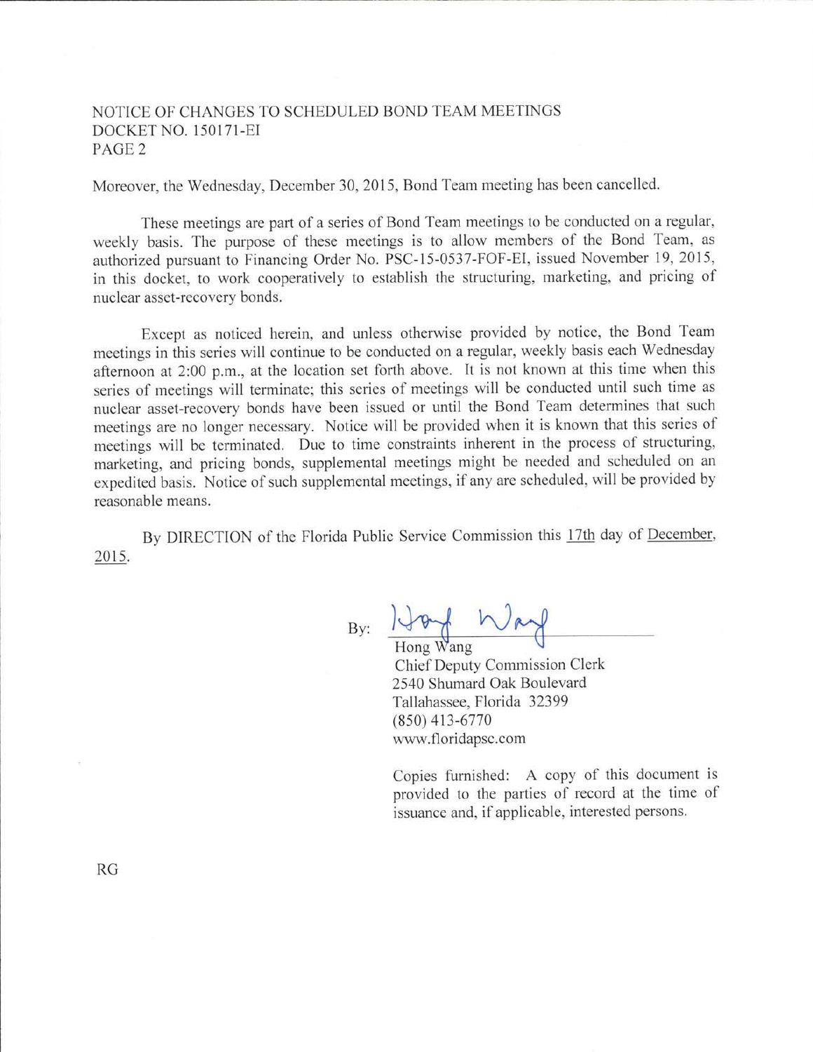NOTICE OF CHANGES TO SCHEDULED BOND TEAM MEETINGS
DOCKET NO. 150171-EI
PAGE 2

Moreover, the Wednesday, December 30, 2015, Bond Team meeting has been cancelled.

These meetings are part of a series of Bond Team meetings to be conducted on a regular, weekly basis. The purpose of these meetings is to allow members of the Bond Team, as authorized pursuant to Financing Order No. PSC-15-0537-FOF-EI, issued November 19, 2015, in this docket, to work cooperatively to establish the structuring, marketing, and pricing of nuclear asset-recovery bonds.

Except as noticed herein, and unless otherwise provided by notice, the Bond Team meetings in this series will continue to be conducted on a regular, weekly basis each Wednesday afternoon at 2:00 p.m., at the location set forth above. It is not known at this time when this series of meetings will terminate; this series of meetings will be conducted until such time as nuclear asset-recovery bonds have been issued or until the Bond Team determines that such meetings are no longer necessary. Notice will be provided when it is known that this series of meetings will be terminated. Due to time constraints inherent in the process of structuring, marketing, and pricing bonds, supplemental meetings might be needed and scheduled on an expedited basis. Notice of such supplemental meetings, if any are scheduled, will be provided by reasonable means.

By DIRECTION of the Florida Public Service Commission this 17th day of December, 2015.

By: Hong Wang

Hong Wang
Chief Deputy Commission Clerk
2540 Shumard Oak Boulevard
Tallahassee, Florida 32399
(850) 413-6770
www.floridapsc.com

Copies furnished: A copy of this document is provided to the parties of record at the time of issuance and, if applicable, interested persons.

RG